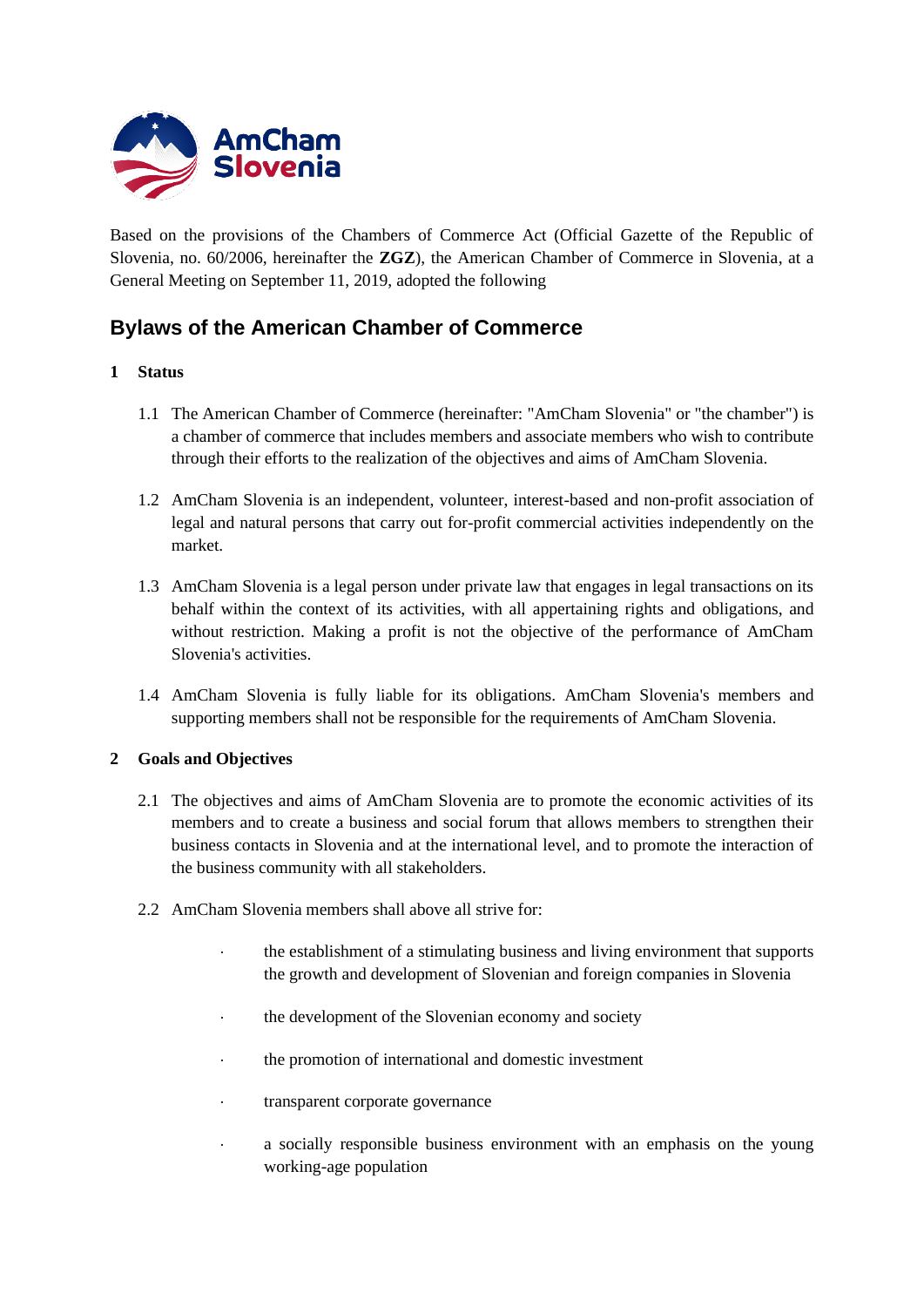Based on the provisions of the Chambers of Commerce Act (Official Gazette of the Republic of Slovenia, no. 60/2006, hereinafter the **ZGZ**), the American Chamber of Commerce in Slovenia, at a General Meeting on September 11, 2019, adopted the following

# Bylaws of the American Chamber of Commerce

## 1 Status

1.1 The American Chamber of Commerce (hereinafter: "AmCham Slovenia" or "the chamber") is a chamber of commerce that includes members and associate members who wish to contribute through their efforts to the realization of the objectives and aims of AmCham Slovenia.

1.2 AmCham Slovenia is an independent, volunteer, interest-based and non-profit association of legal and natural persons that carry out for-profit commercial activities independently on the market.

1.3 AmCham Slovenia is a legal person under private law that engages in legal transactions on its behalf within the context of its activities, with all appertaining rights and obligations, and without restriction. Making a profit is not the objective of the performance of AmCham Slovenia's activities.

1.4 AmCham Slovenia is fully liable for its obligations. AmCham Slovenia's members and supporting members shall not be responsible for the requirements of AmCham Slovenia.

## 2 Goals and Objectives

2.1 The objectives and aims of AmCham Slovenia are to promote the economic activities of its members and to create a business and social forum that allows members to strengthen their business contacts in Slovenia and at the international level, and to promote the interaction of the business community with all stakeholders.

2.2 AmCham Slovenia members shall above all strive for:

- the establishment of a stimulating business and living environment that supports the growth and development of Slovenian and foreign companies in Slovenia
- the development of the Slovenian economy and society
- the promotion of international and domestic investment
- transparent corporate governance
- a socially responsible business environment with an emphasis on the young working-age population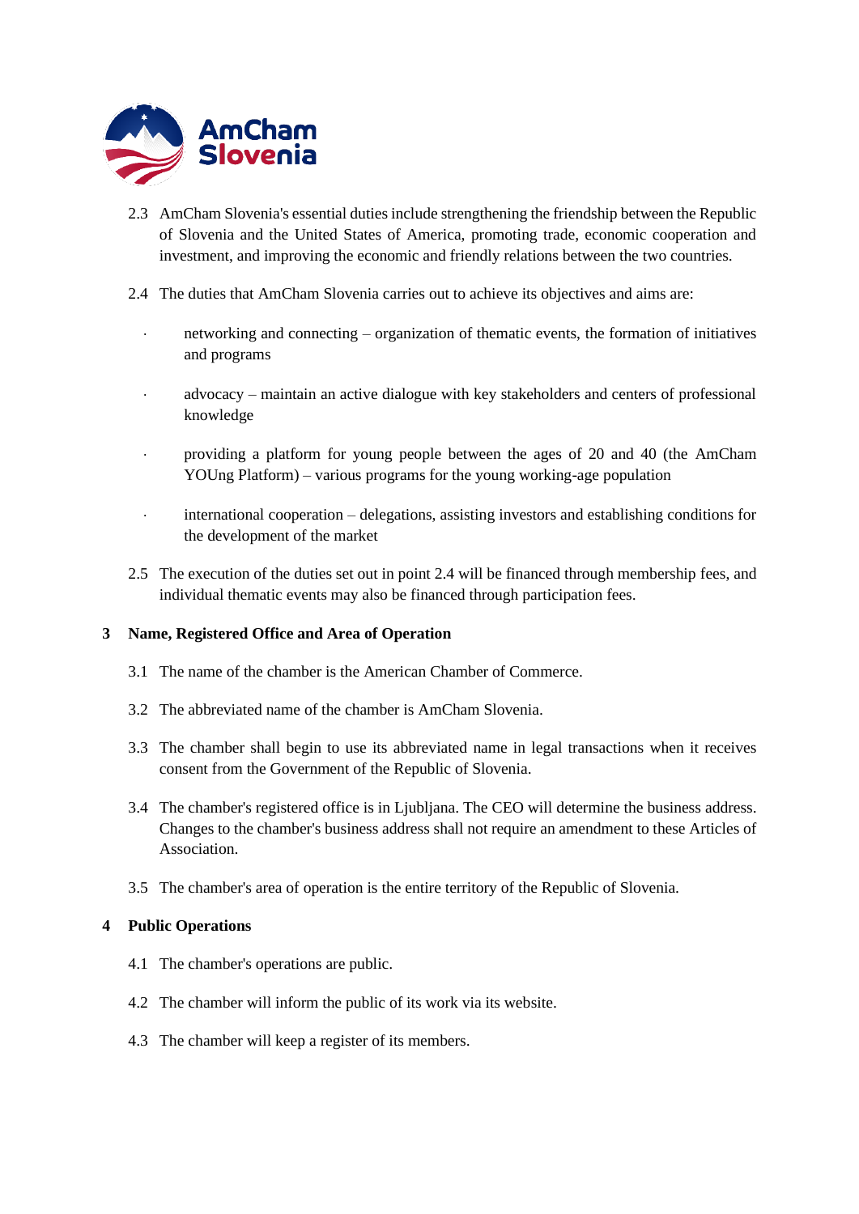2.3 AmCham Slovenia's essential duties include strengthening the friendship between the Republic of Slovenia and the United States of America, promoting trade, economic cooperation and investment, and improving the economic and friendly relations between the two countries.

2.4 The duties that AmCham Slovenia carries out to achieve its objectives and aims are:

- networking and connecting – organization of thematic events, the formation of initiatives and programs
- advocacy – maintain an active dialogue with key stakeholders and centers of professional knowledge
- providing a platform for young people between the ages of 20 and 40 (the AmCham YOUng Platform) – various programs for the young working-age population
- international cooperation – delegations, assisting investors and establishing conditions for the development of the market

2.5 The execution of the duties set out in point 2.4 will be financed through membership fees, and individual thematic events may also be financed through participation fees.

## 3 Name, Registered Office and Area of Operation

3.1 The name of the chamber is the American Chamber of Commerce.

3.2 The abbreviated name of the chamber is AmCham Slovenia.

3.3 The chamber shall begin to use its abbreviated name in legal transactions when it receives consent from the Government of the Republic of Slovenia.

3.4 The chamber's registered office is in Ljubljana. The CEO will determine the business address. Changes to the chamber's business address shall not require an amendment to these Articles of Association.

3.5 The chamber's area of operation is the entire territory of the Republic of Slovenia.

## 4 Public Operations

4.1 The chamber's operations are public.

4.2 The chamber will inform the public of its work via its website.

4.3 The chamber will keep a register of its members.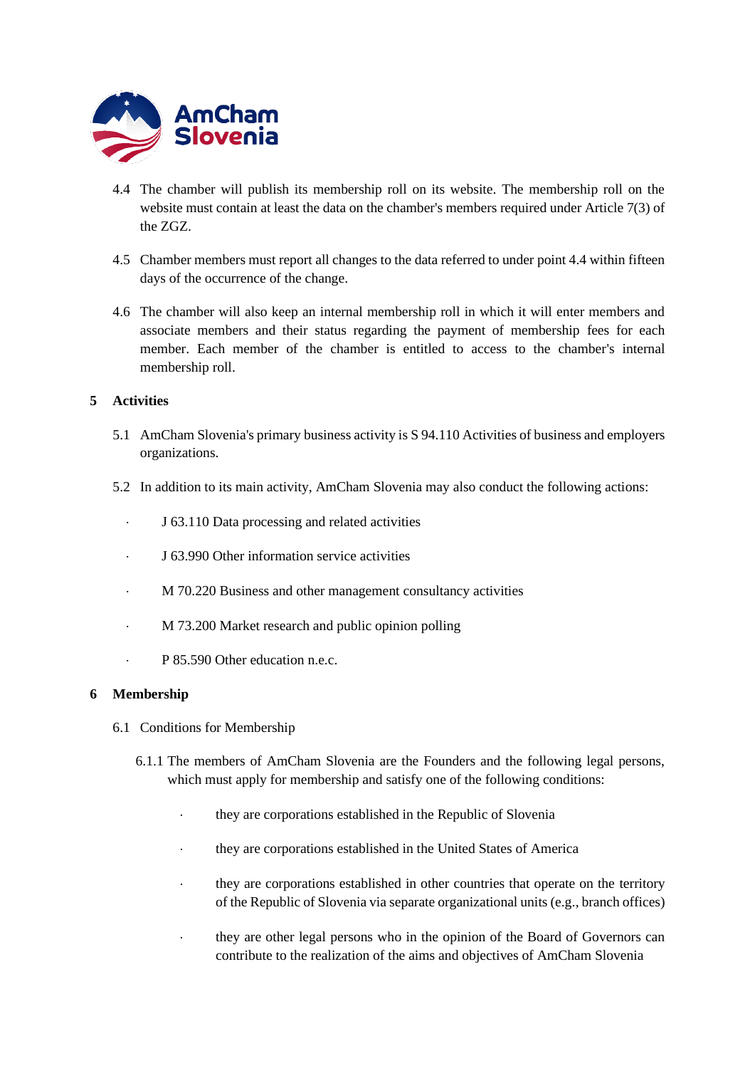4.4 The chamber will publish its membership roll on its website. The membership roll on the website must contain at least the data on the chamber's members required under Article 7(3) of the ZGZ.

4.5 Chamber members must report all changes to the data referred to under point 4.4 within fifteen days of the occurrence of the change.

4.6 The chamber will also keep an internal membership roll in which it will enter members and associate members and their status regarding the payment of membership fees for each member. Each member of the chamber is entitled to access to the chamber's internal membership roll.

## 5 Activities

5.1 AmCham Slovenia's primary business activity is S 94.110 Activities of business and employers organizations.

5.2 In addition to its main activity, AmCham Slovenia may also conduct the following actions:

- J 63.110 Data processing and related activities
- J 63.990 Other information service activities
- M 70.220 Business and other management consultancy activities
- M 73.200 Market research and public opinion polling
- P 85.590 Other education n.e.c.

## 6 Membership

6.1 Conditions for Membership

6.1.1 The members of AmCham Slovenia are the Founders and the following legal persons, which must apply for membership and satisfy one of the following conditions:

- they are corporations established in the Republic of Slovenia
- they are corporations established in the United States of America
- they are corporations established in other countries that operate on the territory of the Republic of Slovenia via separate organizational units (e.g., branch offices)
- they are other legal persons who in the opinion of the Board of Governors can contribute to the realization of the aims and objectives of AmCham Slovenia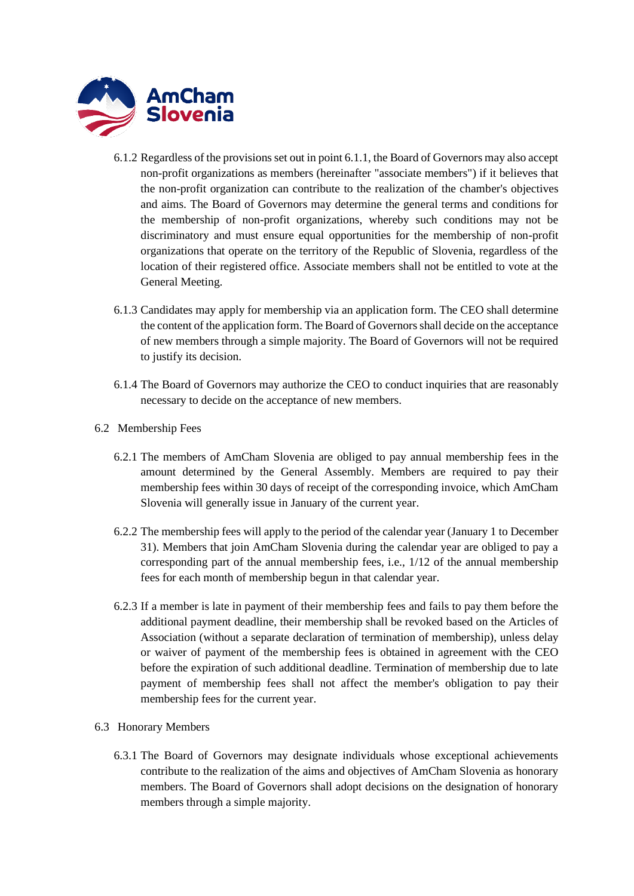6.1.2 Regardless of the provisions set out in point 6.1.1, the Board of Governors may also accept non-profit organizations as members (hereinafter "associate members") if it believes that the non-profit organization can contribute to the realization of the chamber's objectives and aims. The Board of Governors may determine the general terms and conditions for the membership of non-profit organizations, whereby such conditions may not be discriminatory and must ensure equal opportunities for the membership of non-profit organizations that operate on the territory of the Republic of Slovenia, regardless of the location of their registered office. Associate members shall not be entitled to vote at the General Meeting.

6.1.3 Candidates may apply for membership via an application form. The CEO shall determine the content of the application form. The Board of Governors shall decide on the acceptance of new members through a simple majority. The Board of Governors will not be required to justify its decision.

6.1.4 The Board of Governors may authorize the CEO to conduct inquiries that are reasonably necessary to decide on the acceptance of new members.

6.2 Membership Fees

6.2.1 The members of AmCham Slovenia are obliged to pay annual membership fees in the amount determined by the General Assembly. Members are required to pay their membership fees within 30 days of receipt of the corresponding invoice, which AmCham Slovenia will generally issue in January of the current year.

6.2.2 The membership fees will apply to the period of the calendar year (January 1 to December 31). Members that join AmCham Slovenia during the calendar year are obliged to pay a corresponding part of the annual membership fees, i.e., 1/12 of the annual membership fees for each month of membership begun in that calendar year.

6.2.3 If a member is late in payment of their membership fees and fails to pay them before the additional payment deadline, their membership shall be revoked based on the Articles of Association (without a separate declaration of termination of membership), unless delay or waiver of payment of the membership fees is obtained in agreement with the CEO before the expiration of such additional deadline. Termination of membership due to late payment of membership fees shall not affect the member's obligation to pay their membership fees for the current year.

6.3 Honorary Members

6.3.1 The Board of Governors may designate individuals whose exceptional achievements contribute to the realization of the aims and objectives of AmCham Slovenia as honorary members. The Board of Governors shall adopt decisions on the designation of honorary members through a simple majority.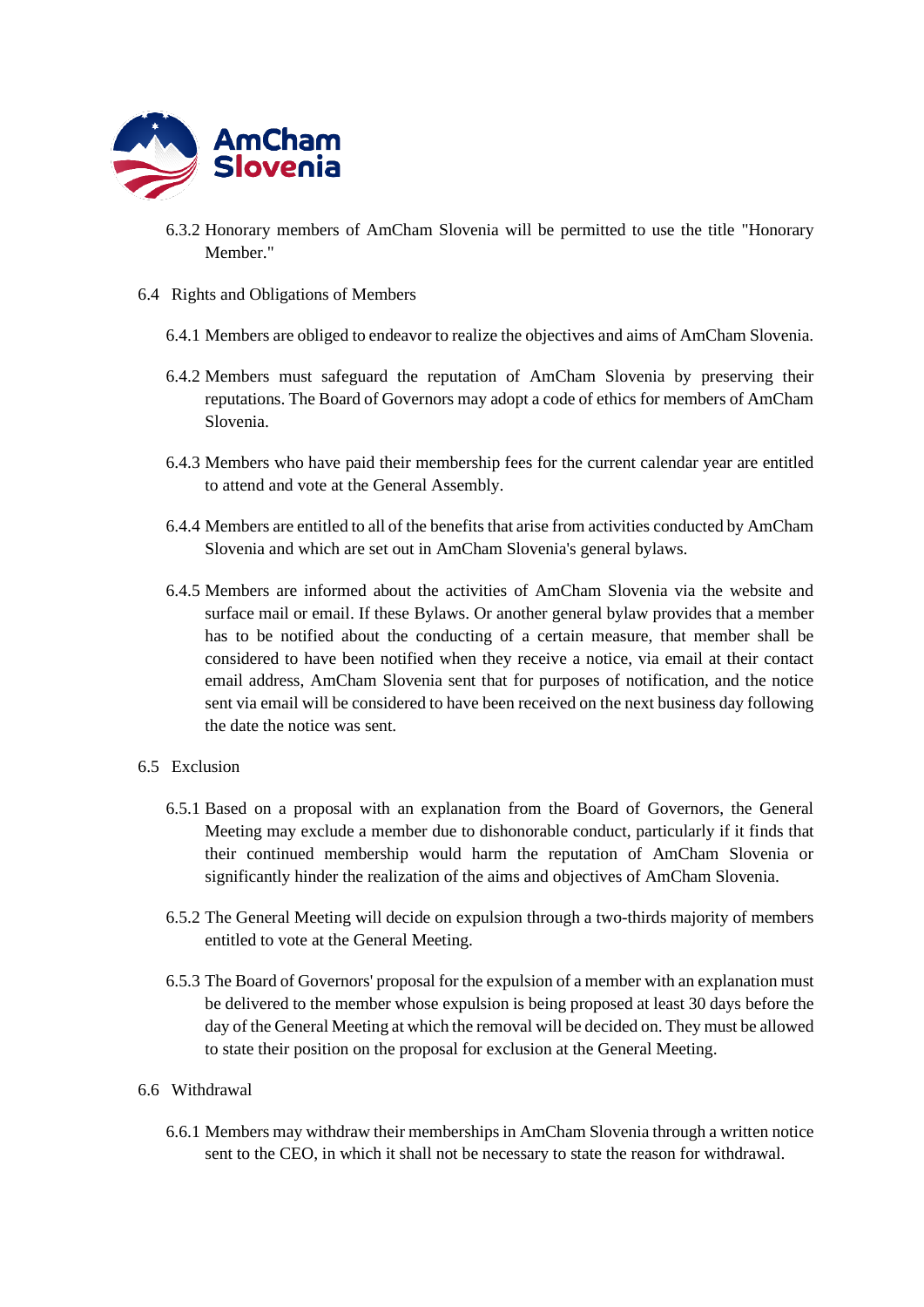6.3.2 Honorary members of AmCham Slovenia will be permitted to use the title "Honorary Member."

6.4 Rights and Obligations of Members

6.4.1 Members are obliged to endeavor to realize the objectives and aims of AmCham Slovenia.

6.4.2 Members must safeguard the reputation of AmCham Slovenia by preserving their reputations. The Board of Governors may adopt a code of ethics for members of AmCham Slovenia.

6.4.3 Members who have paid their membership fees for the current calendar year are entitled to attend and vote at the General Assembly.

6.4.4 Members are entitled to all of the benefits that arise from activities conducted by AmCham Slovenia and which are set out in AmCham Slovenia's general bylaws.

6.4.5 Members are informed about the activities of AmCham Slovenia via the website and surface mail or email. If these Bylaws. Or another general bylaw provides that a member has to be notified about the conducting of a certain measure, that member shall be considered to have been notified when they receive a notice, via email at their contact email address, AmCham Slovenia sent that for purposes of notification, and the notice sent via email will be considered to have been received on the next business day following the date the notice was sent.

6.5 Exclusion

6.5.1 Based on a proposal with an explanation from the Board of Governors, the General Meeting may exclude a member due to dishonorable conduct, particularly if it finds that their continued membership would harm the reputation of AmCham Slovenia or significantly hinder the realization of the aims and objectives of AmCham Slovenia.

6.5.2 The General Meeting will decide on expulsion through a two-thirds majority of members entitled to vote at the General Meeting.

6.5.3 The Board of Governors' proposal for the expulsion of a member with an explanation must be delivered to the member whose expulsion is being proposed at least 30 days before the day of the General Meeting at which the removal will be decided on. They must be allowed to state their position on the proposal for exclusion at the General Meeting.

6.6 Withdrawal

6.6.1 Members may withdraw their memberships in AmCham Slovenia through a written notice sent to the CEO, in which it shall not be necessary to state the reason for withdrawal.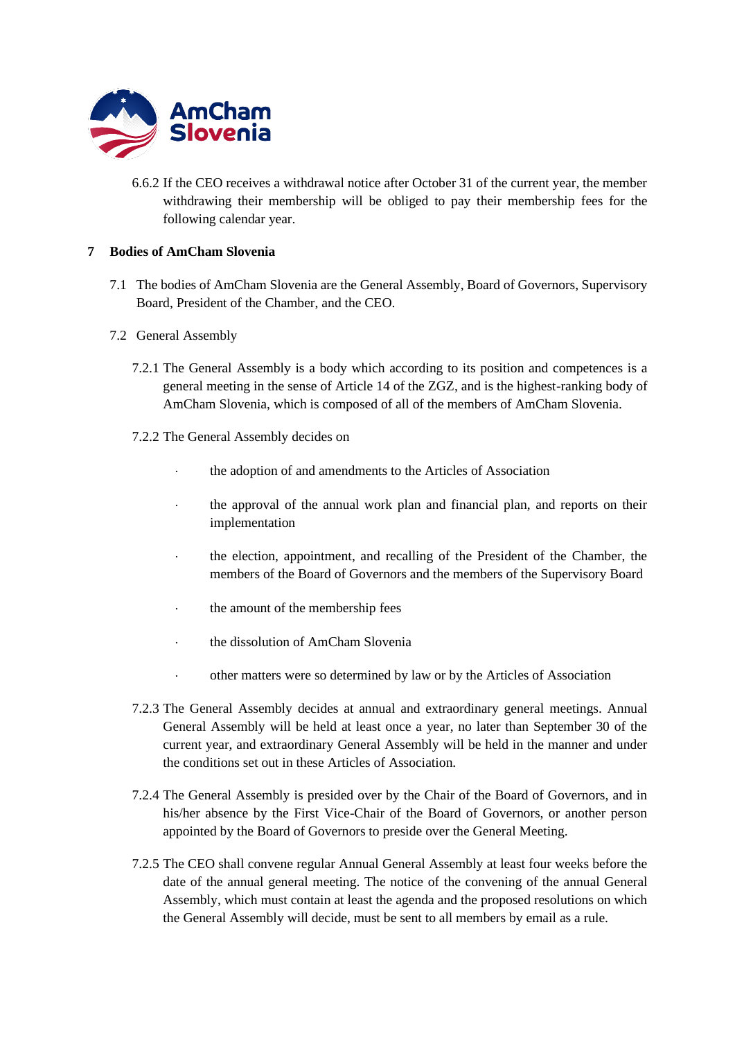6.6.2 If the CEO receives a withdrawal notice after October 31 of the current year, the member withdrawing their membership will be obliged to pay their membership fees for the following calendar year.

## 7 Bodies of AmCham Slovenia

7.1 The bodies of AmCham Slovenia are the General Assembly, Board of Governors, Supervisory Board, President of the Chamber, and the CEO.

7.2 General Assembly

7.2.1 The General Assembly is a body which according to its position and competences is a general meeting in the sense of Article 14 of the ZGZ, and is the highest-ranking body of AmCham Slovenia, which is composed of all of the members of AmCham Slovenia.

7.2.2 The General Assembly decides on

- the adoption of and amendments to the Articles of Association
- the approval of the annual work plan and financial plan, and reports on their implementation
- the election, appointment, and recalling of the President of the Chamber, the members of the Board of Governors and the members of the Supervisory Board
- the amount of the membership fees
- the dissolution of AmCham Slovenia
- other matters were so determined by law or by the Articles of Association

7.2.3 The General Assembly decides at annual and extraordinary general meetings. Annual General Assembly will be held at least once a year, no later than September 30 of the current year, and extraordinary General Assembly will be held in the manner and under the conditions set out in these Articles of Association.

7.2.4 The General Assembly is presided over by the Chair of the Board of Governors, and in his/her absence by the First Vice-Chair of the Board of Governors, or another person appointed by the Board of Governors to preside over the General Meeting.

7.2.5 The CEO shall convene regular Annual General Assembly at least four weeks before the date of the annual general meeting. The notice of the convening of the annual General Assembly, which must contain at least the agenda and the proposed resolutions on which the General Assembly will decide, must be sent to all members by email as a rule.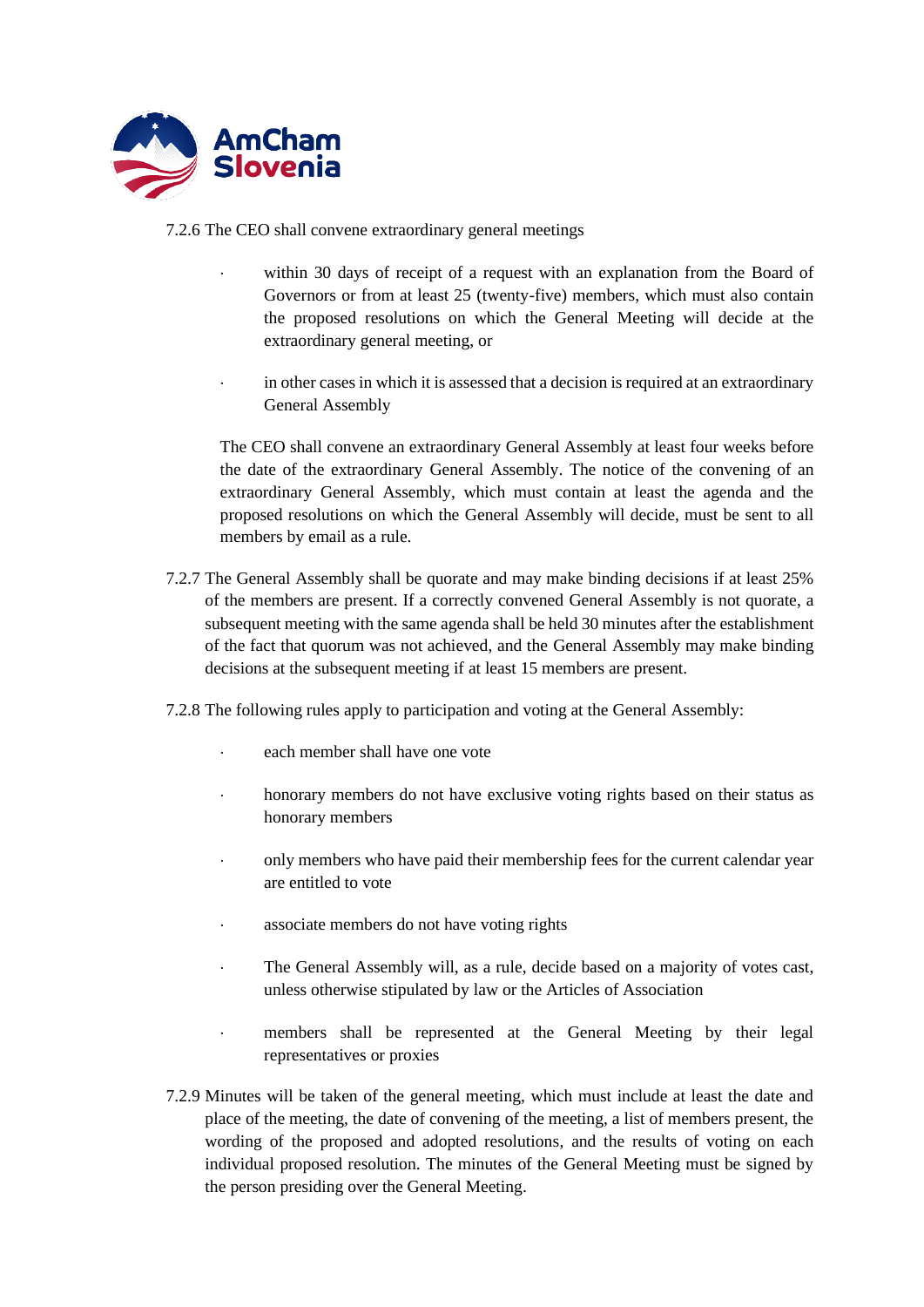7.2.6 The CEO shall convene extraordinary general meetings

- within 30 days of receipt of a request with an explanation from the Board of Governors or from at least 25 (twenty-five) members, which must also contain the proposed resolutions on which the General Meeting will decide at the extraordinary general meeting, or
- in other cases in which it is assessed that a decision is required at an extraordinary General Assembly

The CEO shall convene an extraordinary General Assembly at least four weeks before the date of the extraordinary General Assembly. The notice of the convening of an extraordinary General Assembly, which must contain at least the agenda and the proposed resolutions on which the General Assembly will decide, must be sent to all members by email as a rule.

7.2.7 The General Assembly shall be quorate and may make binding decisions if at least 25% of the members are present. If a correctly convened General Assembly is not quorate, a subsequent meeting with the same agenda shall be held 30 minutes after the establishment of the fact that quorum was not achieved, and the General Assembly may make binding decisions at the subsequent meeting if at least 15 members are present.

7.2.8 The following rules apply to participation and voting at the General Assembly:

- each member shall have one vote
- honorary members do not have exclusive voting rights based on their status as honorary members
- only members who have paid their membership fees for the current calendar year are entitled to vote
- associate members do not have voting rights
- The General Assembly will, as a rule, decide based on a majority of votes cast, unless otherwise stipulated by law or the Articles of Association
- members shall be represented at the General Meeting by their legal representatives or proxies

7.2.9 Minutes will be taken of the general meeting, which must include at least the date and place of the meeting, the date of convening of the meeting, a list of members present, the wording of the proposed and adopted resolutions, and the results of voting on each individual proposed resolution. The minutes of the General Meeting must be signed by the person presiding over the General Meeting.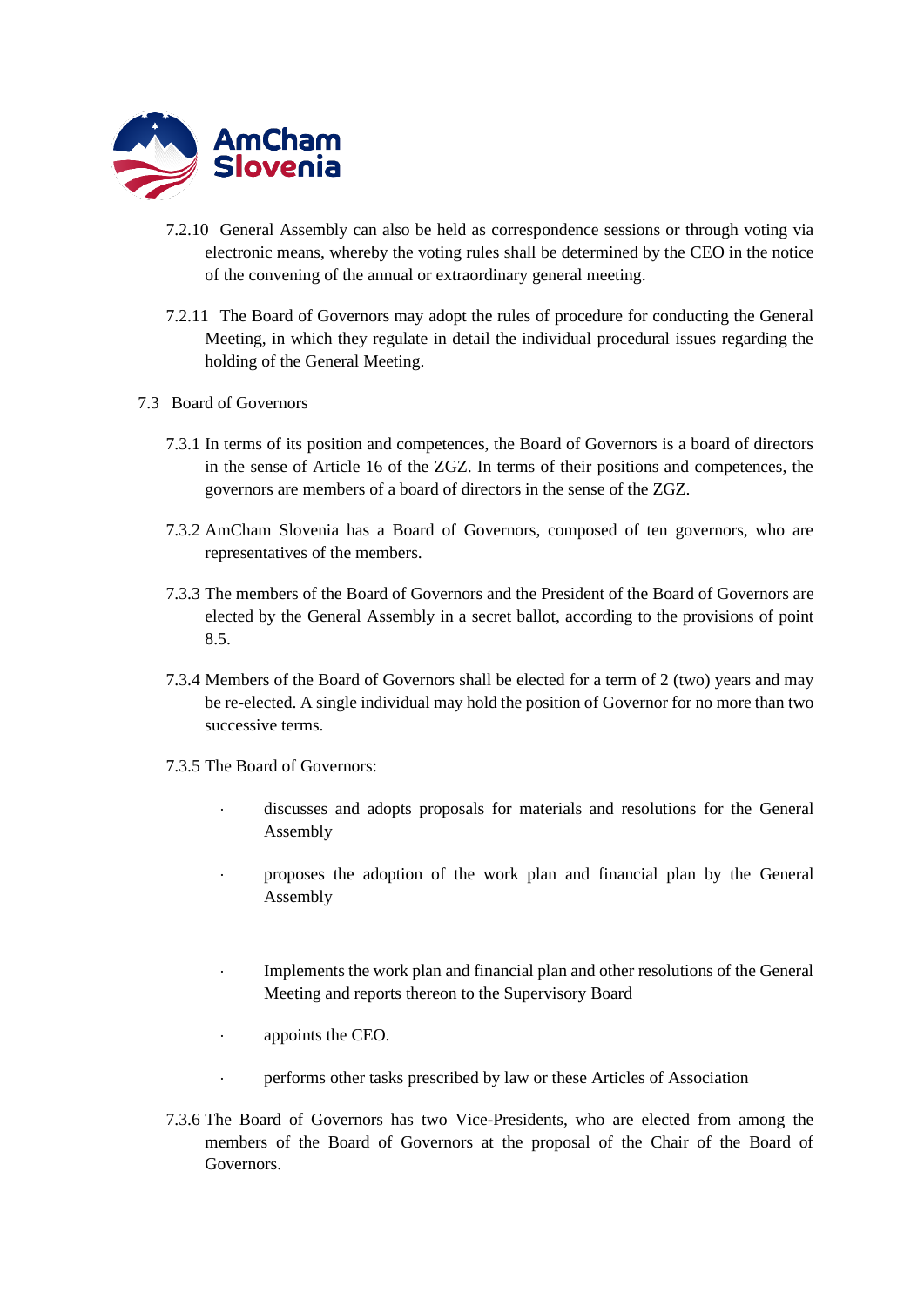7.2.10 General Assembly can also be held as correspondence sessions or through voting via electronic means, whereby the voting rules shall be determined by the CEO in the notice of the convening of the annual or extraordinary general meeting.

7.2.11 The Board of Governors may adopt the rules of procedure for conducting the General Meeting, in which they regulate in detail the individual procedural issues regarding the holding of the General Meeting.

7.3 Board of Governors

7.3.1 In terms of its position and competences, the Board of Governors is a board of directors in the sense of Article 16 of the ZGZ. In terms of their positions and competences, the governors are members of a board of directors in the sense of the ZGZ.

7.3.2 AmCham Slovenia has a Board of Governors, composed of ten governors, who are representatives of the members.

7.3.3 The members of the Board of Governors and the President of the Board of Governors are elected by the General Assembly in a secret ballot, according to the provisions of point 8.5.

7.3.4 Members of the Board of Governors shall be elected for a term of 2 (two) years and may be re-elected. A single individual may hold the position of Governor for no more than two successive terms.

7.3.5 The Board of Governors:

- discusses and adopts proposals for materials and resolutions for the General Assembly
- proposes the adoption of the work plan and financial plan by the General Assembly
- Implements the work plan and financial plan and other resolutions of the General Meeting and reports thereon to the Supervisory Board
- appoints the CEO.
- performs other tasks prescribed by law or these Articles of Association

7.3.6 The Board of Governors has two Vice-Presidents, who are elected from among the members of the Board of Governors at the proposal of the Chair of the Board of Governors.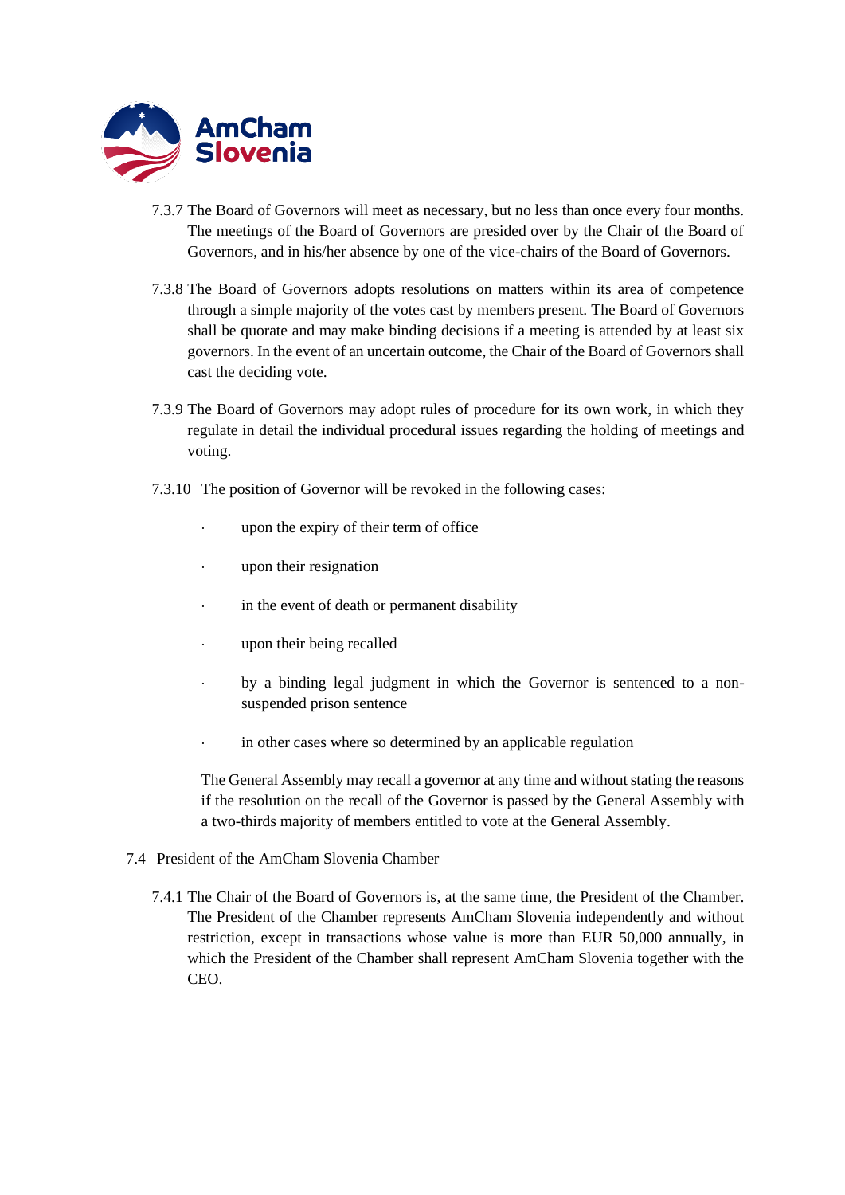7.3.7 The Board of Governors will meet as necessary, but no less than once every four months. The meetings of the Board of Governors are presided over by the Chair of the Board of Governors, and in his/her absence by one of the vice-chairs of the Board of Governors.

7.3.8 The Board of Governors adopts resolutions on matters within its area of competence through a simple majority of the votes cast by members present. The Board of Governors shall be quorate and may make binding decisions if a meeting is attended by at least six governors. In the event of an uncertain outcome, the Chair of the Board of Governors shall cast the deciding vote.

7.3.9 The Board of Governors may adopt rules of procedure for its own work, in which they regulate in detail the individual procedural issues regarding the holding of meetings and voting.

7.3.10 The position of Governor will be revoked in the following cases:

- upon the expiry of their term of office
- upon their resignation
- in the event of death or permanent disability
- upon their being recalled
- by a binding legal judgment in which the Governor is sentenced to a non-suspended prison sentence
- in other cases where so determined by an applicable regulation

The General Assembly may recall a governor at any time and without stating the reasons if the resolution on the recall of the Governor is passed by the General Assembly with a two-thirds majority of members entitled to vote at the General Assembly.

7.4 President of the AmCham Slovenia Chamber

7.4.1 The Chair of the Board of Governors is, at the same time, the President of the Chamber. The President of the Chamber represents AmCham Slovenia independently and without restriction, except in transactions whose value is more than EUR 50,000 annually, in which the President of the Chamber shall represent AmCham Slovenia together with the CEO.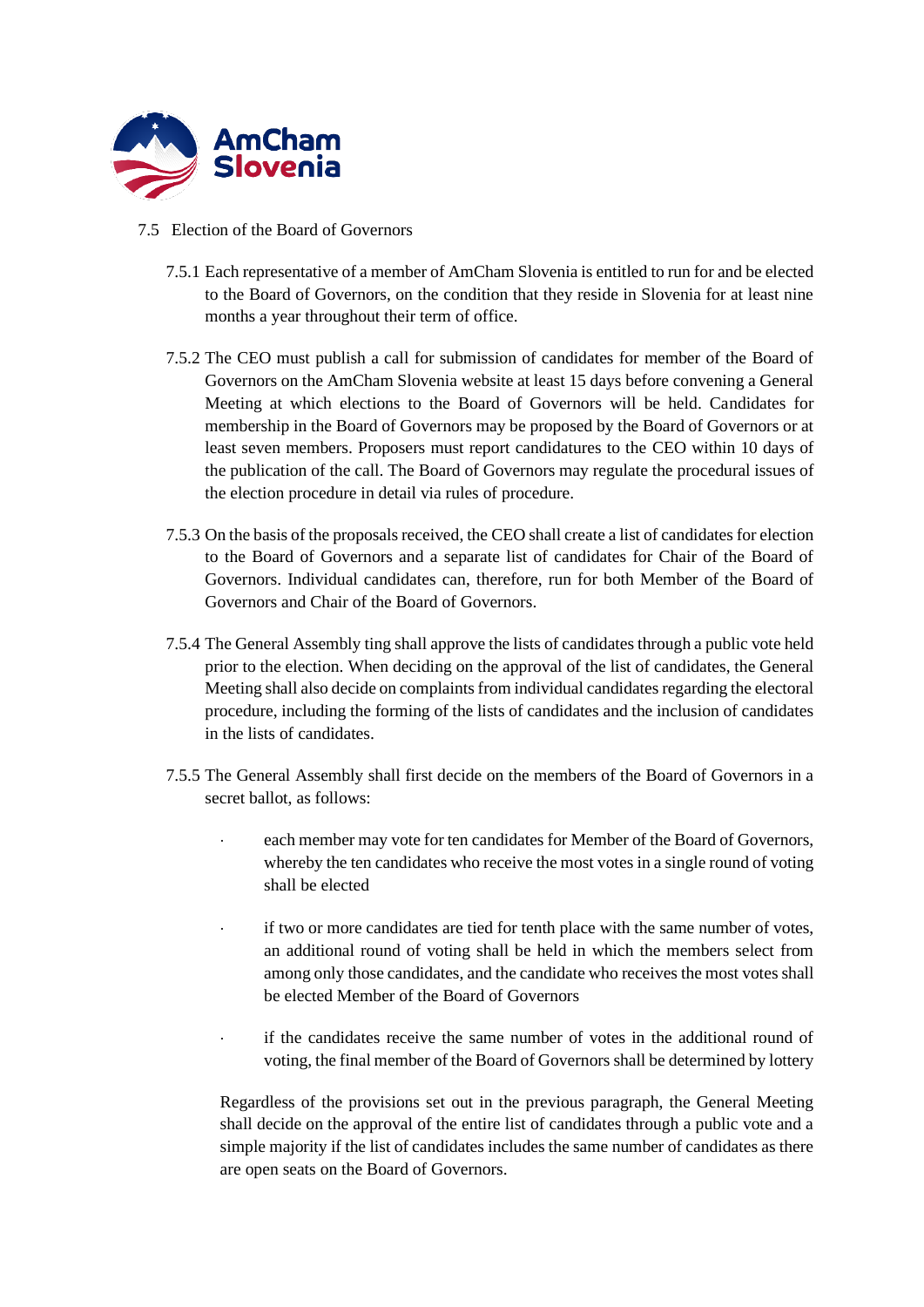7.5 Election of the Board of Governors

7.5.1 Each representative of a member of AmCham Slovenia is entitled to run for and be elected to the Board of Governors, on the condition that they reside in Slovenia for at least nine months a year throughout their term of office.

7.5.2 The CEO must publish a call for submission of candidates for member of the Board of Governors on the AmCham Slovenia website at least 15 days before convening a General Meeting at which elections to the Board of Governors will be held. Candidates for membership in the Board of Governors may be proposed by the Board of Governors or at least seven members. Proposers must report candidatures to the CEO within 10 days of the publication of the call. The Board of Governors may regulate the procedural issues of the election procedure in detail via rules of procedure.

7.5.3 On the basis of the proposals received, the CEO shall create a list of candidates for election to the Board of Governors and a separate list of candidates for Chair of the Board of Governors. Individual candidates can, therefore, run for both Member of the Board of Governors and Chair of the Board of Governors.

7.5.4 The General Assembly ting shall approve the lists of candidates through a public vote held prior to the election. When deciding on the approval of the list of candidates, the General Meeting shall also decide on complaints from individual candidates regarding the electoral procedure, including the forming of the lists of candidates and the inclusion of candidates in the lists of candidates.

7.5.5 The General Assembly shall first decide on the members of the Board of Governors in a secret ballot, as follows:

- each member may vote for ten candidates for Member of the Board of Governors, whereby the ten candidates who receive the most votes in a single round of voting shall be elected
- if two or more candidates are tied for tenth place with the same number of votes, an additional round of voting shall be held in which the members select from among only those candidates, and the candidate who receives the most votes shall be elected Member of the Board of Governors
- if the candidates receive the same number of votes in the additional round of voting, the final member of the Board of Governors shall be determined by lottery

Regardless of the provisions set out in the previous paragraph, the General Meeting shall decide on the approval of the entire list of candidates through a public vote and a simple majority if the list of candidates includes the same number of candidates as there are open seats on the Board of Governors.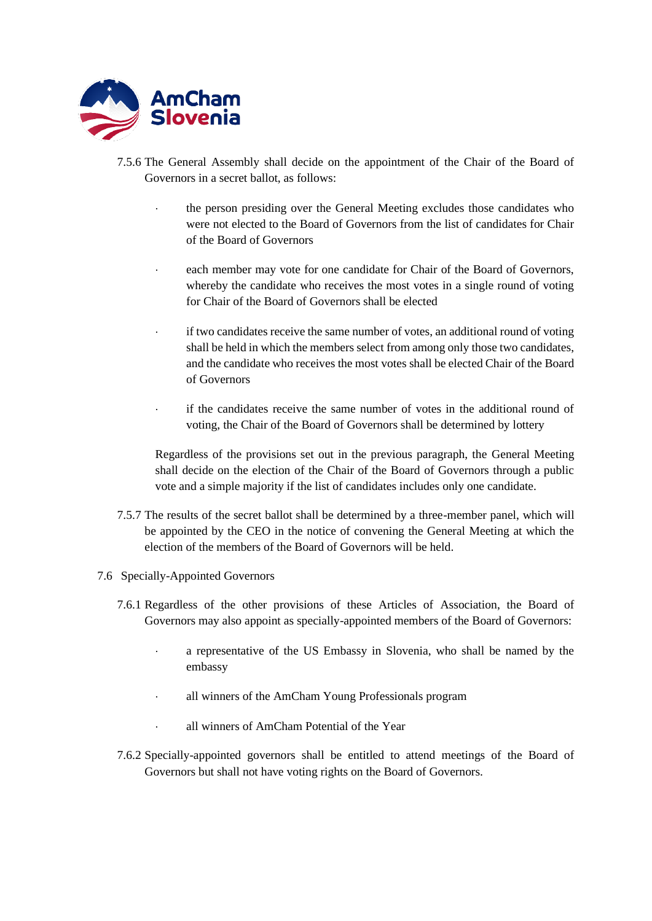7.5.6 The General Assembly shall decide on the appointment of the Chair of the Board of Governors in a secret ballot, as follows:

- the person presiding over the General Meeting excludes those candidates who were not elected to the Board of Governors from the list of candidates for Chair of the Board of Governors
- each member may vote for one candidate for Chair of the Board of Governors, whereby the candidate who receives the most votes in a single round of voting for Chair of the Board of Governors shall be elected
- if two candidates receive the same number of votes, an additional round of voting shall be held in which the members select from among only those two candidates, and the candidate who receives the most votes shall be elected Chair of the Board of Governors
- if the candidates receive the same number of votes in the additional round of voting, the Chair of the Board of Governors shall be determined by lottery

Regardless of the provisions set out in the previous paragraph, the General Meeting shall decide on the election of the Chair of the Board of Governors through a public vote and a simple majority if the list of candidates includes only one candidate.

7.5.7 The results of the secret ballot shall be determined by a three-member panel, which will be appointed by the CEO in the notice of convening the General Meeting at which the election of the members of the Board of Governors will be held.

7.6 Specially-Appointed Governors

7.6.1 Regardless of the other provisions of these Articles of Association, the Board of Governors may also appoint as specially-appointed members of the Board of Governors:

- a representative of the US Embassy in Slovenia, who shall be named by the embassy
- all winners of the AmCham Young Professionals program
- all winners of AmCham Potential of the Year

7.6.2 Specially-appointed governors shall be entitled to attend meetings of the Board of Governors but shall not have voting rights on the Board of Governors.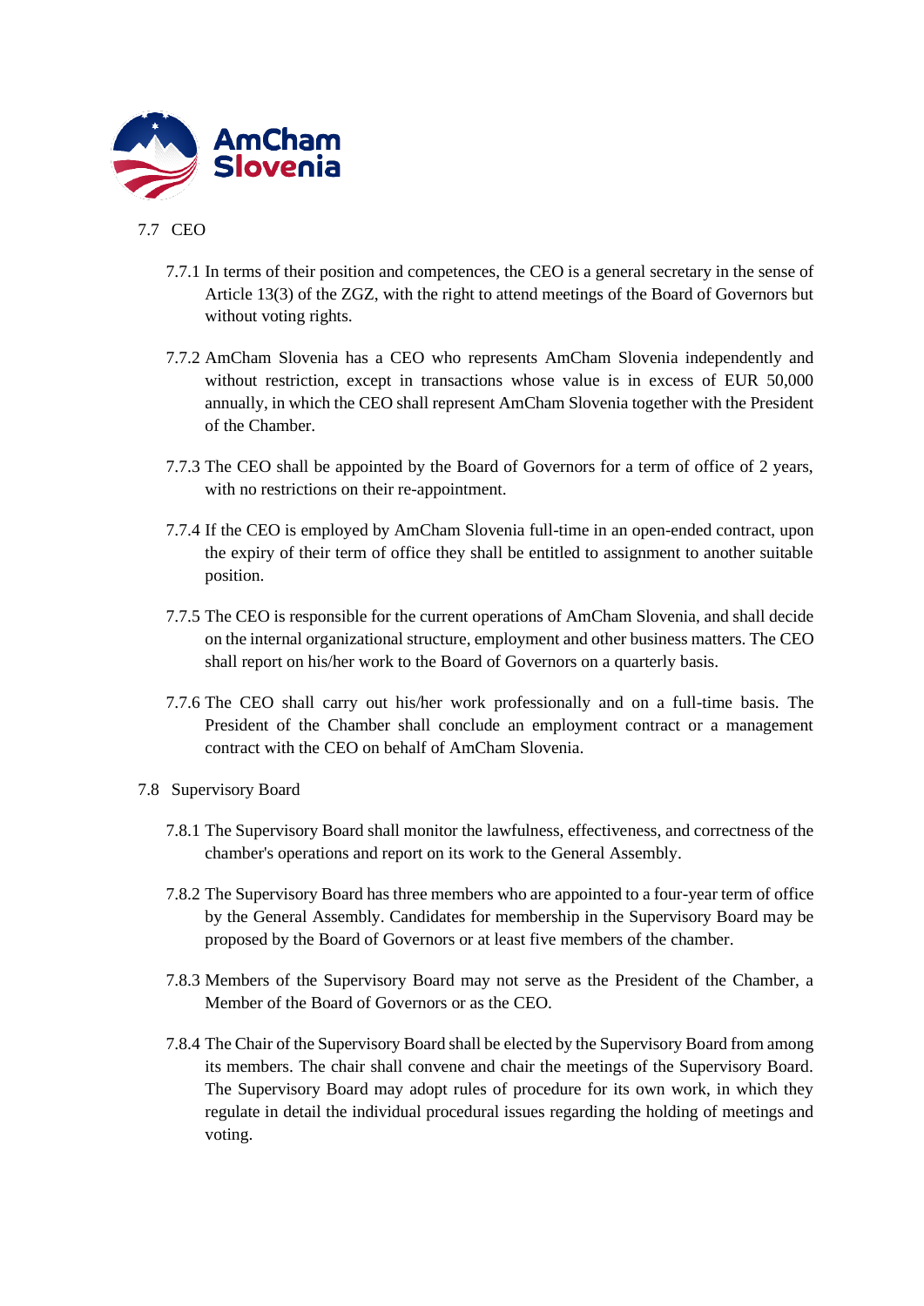## 7.7 CEO

7.7.1 In terms of their position and competences, the CEO is a general secretary in the sense of Article 13(3) of the ZGZ, with the right to attend meetings of the Board of Governors but without voting rights.

7.7.2 AmCham Slovenia has a CEO who represents AmCham Slovenia independently and without restriction, except in transactions whose value is in excess of EUR 50,000 annually, in which the CEO shall represent AmCham Slovenia together with the President of the Chamber.

7.7.3 The CEO shall be appointed by the Board of Governors for a term of office of 2 years, with no restrictions on their re-appointment.

7.7.4 If the CEO is employed by AmCham Slovenia full-time in an open-ended contract, upon the expiry of their term of office they shall be entitled to assignment to another suitable position.

7.7.5 The CEO is responsible for the current operations of AmCham Slovenia, and shall decide on the internal organizational structure, employment and other business matters. The CEO shall report on his/her work to the Board of Governors on a quarterly basis.

7.7.6 The CEO shall carry out his/her work professionally and on a full-time basis. The President of the Chamber shall conclude an employment contract or a management contract with the CEO on behalf of AmCham Slovenia.

## 7.8 Supervisory Board

7.8.1 The Supervisory Board shall monitor the lawfulness, effectiveness, and correctness of the chamber's operations and report on its work to the General Assembly.

7.8.2 The Supervisory Board has three members who are appointed to a four-year term of office by the General Assembly. Candidates for membership in the Supervisory Board may be proposed by the Board of Governors or at least five members of the chamber.

7.8.3 Members of the Supervisory Board may not serve as the President of the Chamber, a Member of the Board of Governors or as the CEO.

7.8.4 The Chair of the Supervisory Board shall be elected by the Supervisory Board from among its members. The chair shall convene and chair the meetings of the Supervisory Board. The Supervisory Board may adopt rules of procedure for its own work, in which they regulate in detail the individual procedural issues regarding the holding of meetings and voting.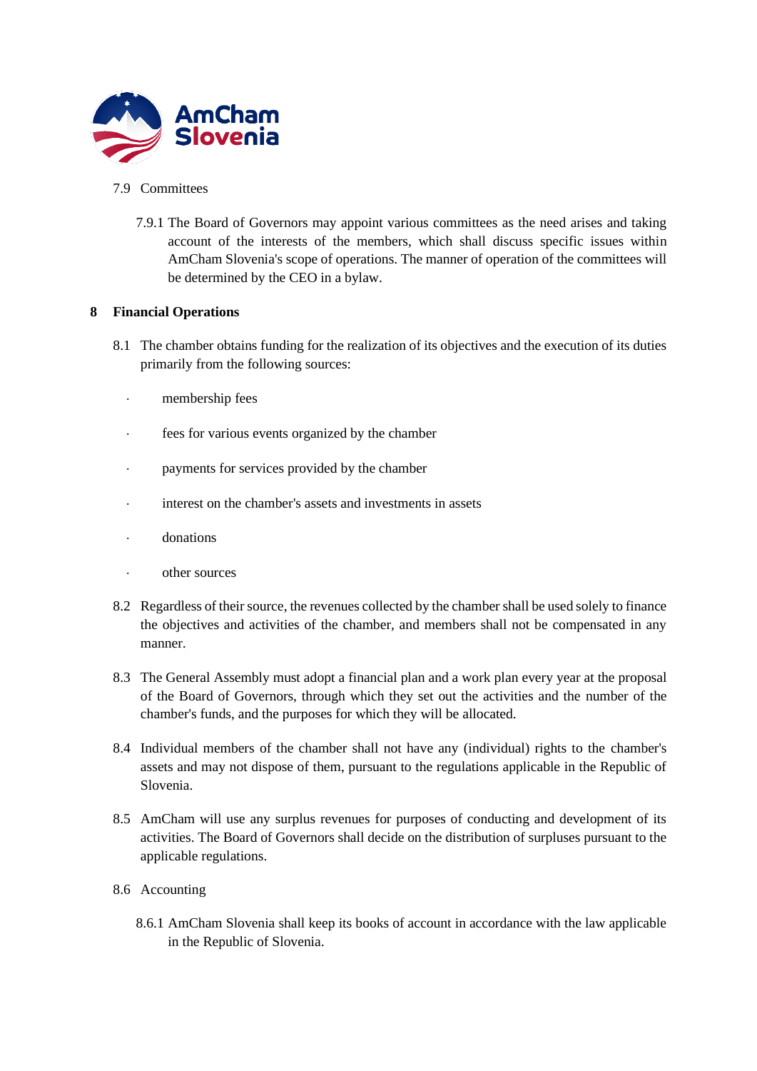7.9 Committees

7.9.1 The Board of Governors may appoint various committees as the need arises and taking account of the interests of the members, which shall discuss specific issues within AmCham Slovenia's scope of operations. The manner of operation of the committees will be determined by the CEO in a bylaw.

## 8 Financial Operations

8.1 The chamber obtains funding for the realization of its objectives and the execution of its duties primarily from the following sources:

- membership fees
- fees for various events organized by the chamber
- payments for services provided by the chamber
- interest on the chamber's assets and investments in assets
- donations
- other sources

8.2 Regardless of their source, the revenues collected by the chamber shall be used solely to finance the objectives and activities of the chamber, and members shall not be compensated in any manner.

8.3 The General Assembly must adopt a financial plan and a work plan every year at the proposal of the Board of Governors, through which they set out the activities and the number of the chamber's funds, and the purposes for which they will be allocated.

8.4 Individual members of the chamber shall not have any (individual) rights to the chamber's assets and may not dispose of them, pursuant to the regulations applicable in the Republic of Slovenia.

8.5 AmCham will use any surplus revenues for purposes of conducting and development of its activities. The Board of Governors shall decide on the distribution of surpluses pursuant to the applicable regulations.

8.6 Accounting

8.6.1 AmCham Slovenia shall keep its books of account in accordance with the law applicable in the Republic of Slovenia.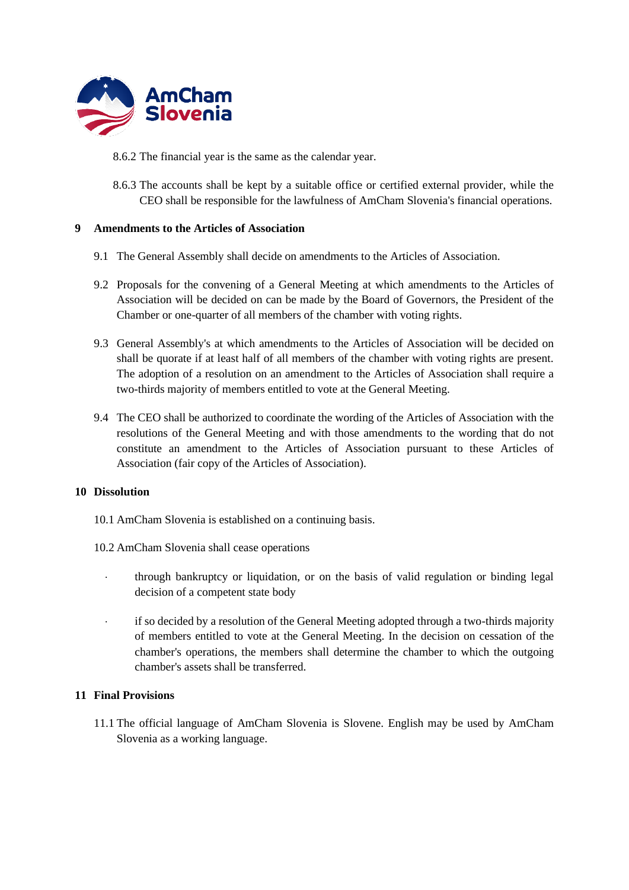8.6.2 The financial year is the same as the calendar year.

8.6.3 The accounts shall be kept by a suitable office or certified external provider, while the CEO shall be responsible for the lawfulness of AmCham Slovenia's financial operations.

## 9 Amendments to the Articles of Association

9.1 The General Assembly shall decide on amendments to the Articles of Association.

9.2 Proposals for the convening of a General Meeting at which amendments to the Articles of Association will be decided on can be made by the Board of Governors, the President of the Chamber or one-quarter of all members of the chamber with voting rights.

9.3 General Assembly's at which amendments to the Articles of Association will be decided on shall be quorate if at least half of all members of the chamber with voting rights are present. The adoption of a resolution on an amendment to the Articles of Association shall require a two-thirds majority of members entitled to vote at the General Meeting.

9.4 The CEO shall be authorized to coordinate the wording of the Articles of Association with the resolutions of the General Meeting and with those amendments to the wording that do not constitute an amendment to the Articles of Association pursuant to these Articles of Association (fair copy of the Articles of Association).

## 10 Dissolution

10.1 AmCham Slovenia is established on a continuing basis.

10.2 AmCham Slovenia shall cease operations

- through bankruptcy or liquidation, or on the basis of valid regulation or binding legal decision of a competent state body
- if so decided by a resolution of the General Meeting adopted through a two-thirds majority of members entitled to vote at the General Meeting. In the decision on cessation of the chamber's operations, the members shall determine the chamber to which the outgoing chamber's assets shall be transferred.

## 11 Final Provisions

11.1 The official language of AmCham Slovenia is Slovene. English may be used by AmCham Slovenia as a working language.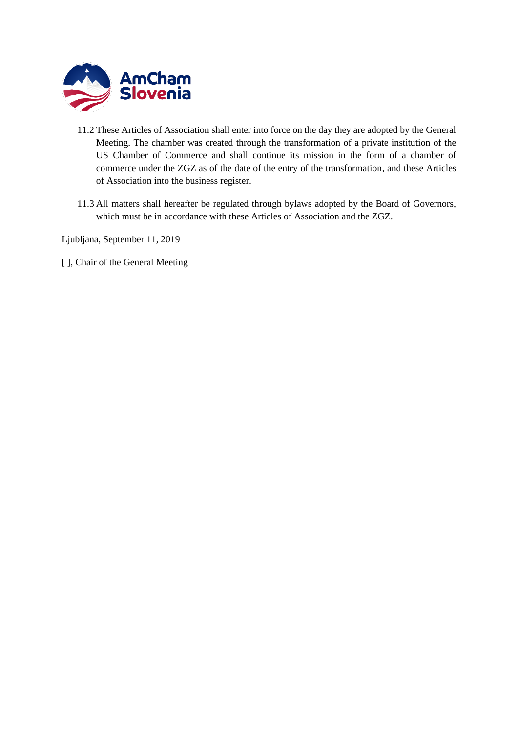11.2 These Articles of Association shall enter into force on the day they are adopted by the General Meeting. The chamber was created through the transformation of a private institution of the US Chamber of Commerce and shall continue its mission in the form of a chamber of commerce under the ZGZ as of the date of the entry of the transformation, and these Articles of Association into the business register.

11.3 All matters shall hereafter be regulated through bylaws adopted by the Board of Governors, which must be in accordance with these Articles of Association and the ZGZ.

Ljubljana, September 11, 2019

[ ], Chair of the General Meeting